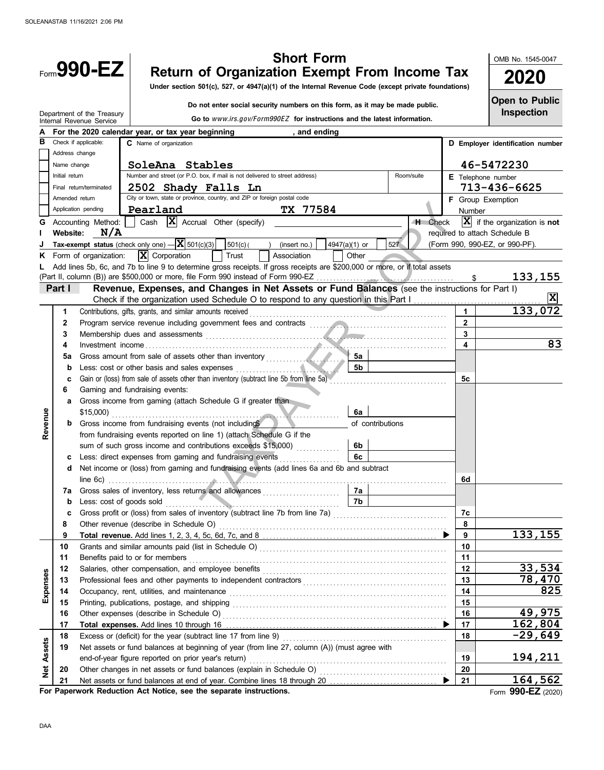SOLEANASTAB 11/16/2021 2:06 PM

# Form 990-EZ

## Short Form
## Return of Organization Exempt From Income Tax

**Under section 501(c), 527, or 4947(a)(1) of the Internal Revenue Code (except private foundations)**

**Do not enter social security numbers on this form, as it may be made public.**

**Go to** *www.irs.gov/Form990EZ* **for instructions and the latest information.**

Department of the Treasury
Internal Revenue Service

OMB No. 1545-0047

**2020**

**Open to Public Inspection**

**A** For the 2020 calendar year, or tax year beginning , and ending

**B** Check if applicable:
- [ ] Address change
- [ ] Name change
- [ ] Initial return
- [ ] Final return/terminated
- [ ] Amended return
- [ ] Application pending

**C** Name of organization: **SoleAna Stables**

Number and street (or P.O. box, if mail is not delivered to street address): **2502 Shady Falls Ln** Room/suite:

City or town, state or province, country, and ZIP or foreign postal code: **Pearland TX 77584**

**D** Employer identification number: **46-5472230**

**E** Telephone number: **713-436-6625**

**F** Group Exemption Number

**G** Accounting Method: [ ] Cash [X] Accrual Other (specify)

**H** Check [X] if the organization is **not** required to attach Schedule B (Form 990, 990-EZ, or 990-PF).

**I** Website: **N/A**

**J** Tax-exempt status (check only one) — [X] 501(c)(3) [ ] 501(c) ( ) (insert no.) [ ] 4947(a)(1) or [ ] 527

**K** Form of organization: [X] Corporation [ ] Trust [ ] Association [ ] Other

**L** Add lines 5b, 6c, and 7b to line 9 to determine gross receipts. If gross receipts are $200,000 or more, or if total assets (Part II, column (B)) are $500,000 or more, file Form 990 instead of Form 990-EZ . . . $ **133,155**

### Part I — Revenue, Expenses, and Changes in Net Assets or Fund Balances (see the instructions for Part I)

Check if the organization used Schedule O to respond to any question in this Part I . . . [X]

| Section | Line | Description | Sub-line | Sub-amount | Line | Amount |
|---|---|---|---|---|---|---|
| Revenue | 1 | Contributions, gifts, grants, and similar amounts received | | | 1 | 133,072 |
| | 2 | Program service revenue including government fees and contracts | | | 2 | |
| | 3 | Membership dues and assessments | | | 3 | |
| | 4 | Investment income | | | 4 | 83 |
| | 5a | Gross amount from sale of assets other than inventory | 5a | | | |
| | b | Less: cost or other basis and sales expenses | 5b | | | |
| | c | Gain or (loss) from sale of assets other than inventory (subtract line 5b from line 5a) | | | 5c | |
| | 6 | Gaming and fundraising events: | | | | |
| | a | Gross income from gaming (attach Schedule G if greater than $15,000) | 6a | | | |
| | b | Gross income from fundraising events (not including $ of contributions from fundraising events reported on line 1) (attach Schedule G if the sum of such gross income and contributions exceeds $15,000) | 6b | | | |
| | c | Less: direct expenses from gaming and fundraising events | 6c | | | |
| | d | Net income or (loss) from gaming and fundraising events (add lines 6a and 6b and subtract line 6c) | | | 6d | |
| | 7a | Gross sales of inventory, less returns and allowances | 7a | | | |
| | b | Less: cost of goods sold | 7b | | | |
| | c | Gross profit or (loss) from sales of inventory (subtract line 7b from line 7a) | | | 7c | |
| | 8 | Other revenue (describe in Schedule O) | | | 8 | |
| | 9 | **Total revenue.** Add lines 1, 2, 3, 4, 5c, 6d, 7c, and 8 | | | 9 | 133,155 |
| Expenses | 10 | Grants and similar amounts paid (list in Schedule O) | | | 10 | |
| | 11 | Benefits paid to or for members | | | 11 | |
| | 12 | Salaries, other compensation, and employee benefits | | | 12 | 33,534 |
| | 13 | Professional fees and other payments to independent contractors | | | 13 | 78,470 |
| | 14 | Occupancy, rent, utilities, and maintenance | | | 14 | 825 |
| | 15 | Printing, publications, postage, and shipping | | | 15 | |
| | 16 | Other expenses (describe in Schedule O) | | | 16 | 49,975 |
| | 17 | **Total expenses.** Add lines 10 through 16 | | | 17 | 162,804 |
| Net Assets | 18 | Excess or (deficit) for the year (subtract line 17 from line 9) | | | 18 | -29,649 |
| | 19 | Net assets or fund balances at beginning of year (from line 27, column (A)) (must agree with end-of-year figure reported on prior year's return) | | | 19 | 194,211 |
| | 20 | Other changes in net assets or fund balances (explain in Schedule O) | | | 20 | |
| | 21 | Net assets or fund balances at end of year. Combine lines 18 through 20 | | | 21 | 164,562 |

**For Paperwork Reduction Act Notice, see the separate instructions.**

Form **990-EZ** (2020)

DAA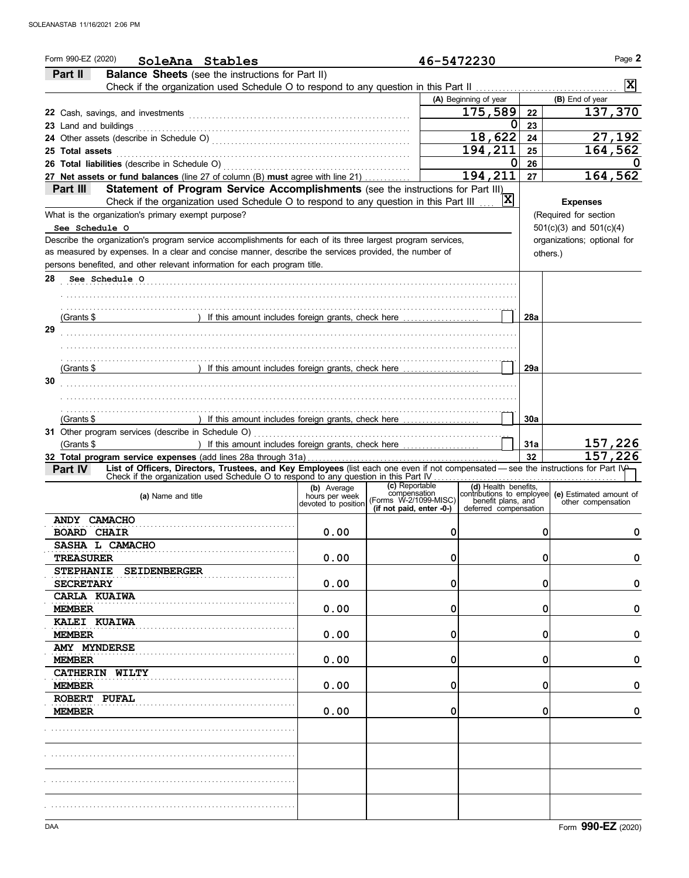Form 990-EZ (2020) **SoleAna Stables** **46-5472230** Page **2**

**Part II** **Balance Sheets** (see the instructions for Part II)

Check if the organization used Schedule O to respond to any question in this Part II ☒

| | (A) Beginning of year | | (B) End of year |
|---|---|---|---|
| **22** Cash, savings, and investments | 175,589 | 22 | 137,370 |
| **23** Land and buildings | 0 | 23 | |
| **24** Other assets (describe in Schedule O) | 18,622 | 24 | 27,192 |
| **25 Total assets** | 194,211 | 25 | 164,562 |
| **26 Total liabilities** (describe in Schedule O) | 0 | 26 | 0 |
| **27 Net assets or fund balances** (line 27 of column (B) **must** agree with line 21) | 194,211 | 27 | 164,562 |

**Part III** **Statement of Program Service Accomplishments** (see the instructions for Part III)

Check if the organization used Schedule O to respond to any question in this Part III ☒

**Expenses** (Required for section 501(c)(3) and 501(c)(4) organizations; optional for others.)

What is the organization's primary exempt purpose?

See Schedule O

Describe the organization's program service accomplishments for each of its three largest program services, as measured by expenses. In a clear and concise manner, describe the services provided, the number of persons benefited, and other relevant information for each program title.

| | | |
|---|---|---|
| **28** See Schedule O | | |
| (Grants $ ) If this amount includes foreign grants, check here ☐ | 28a | |
| **29** | | |
| (Grants $ ) If this amount includes foreign grants, check here ☐ | 29a | |
| **30** | | |
| (Grants $ ) If this amount includes foreign grants, check here ☐ | 30a | |
| **31** Other program services (describe in Schedule O) (Grants $ ) If this amount includes foreign grants, check here ☐ | 31a | 157,226 |
| **32 Total program service expenses** (add lines 28a through 31a) | 32 | 157,226 |

**Part IV** **List of Officers, Directors, Trustees, and Key Employees** (list each one even if not compensated — see the instructions for Part IV)

Check if the organization used Schedule O to respond to any question in this Part IV ☐

| (a) Name and title | (b) Average hours per week devoted to position | (c) Reportable compensation (Forms W-2/1099-MISC) (if not paid, enter -0-) | (d) Health benefits, contributions to employee benefit plans, and deferred compensation | (e) Estimated amount of other compensation |
|---|---|---|---|---|
| ANDY CAMACHO<br>BOARD CHAIR | 0.00 | 0 | 0 | 0 |
| SASHA L CAMACHO<br>TREASURER | 0.00 | 0 | 0 | 0 |
| STEPHANIE SEIDENBERGER<br>SECRETARY | 0.00 | 0 | 0 | 0 |
| CARLA KUAIWA<br>MEMBER | 0.00 | 0 | 0 | 0 |
| KALEI KUAIWA<br>MEMBER | 0.00 | 0 | 0 | 0 |
| AMY MYNDERSE<br>MEMBER | 0.00 | 0 | 0 | 0 |
| CATHERIN WILTY<br>MEMBER | 0.00 | 0 | 0 | 0 |
| ROBERT PUFAL<br>MEMBER | 0.00 | 0 | 0 | 0 |
| | | | | |
| | | | | |
| | | | | |
| | | | | |

Form **990-EZ** (2020)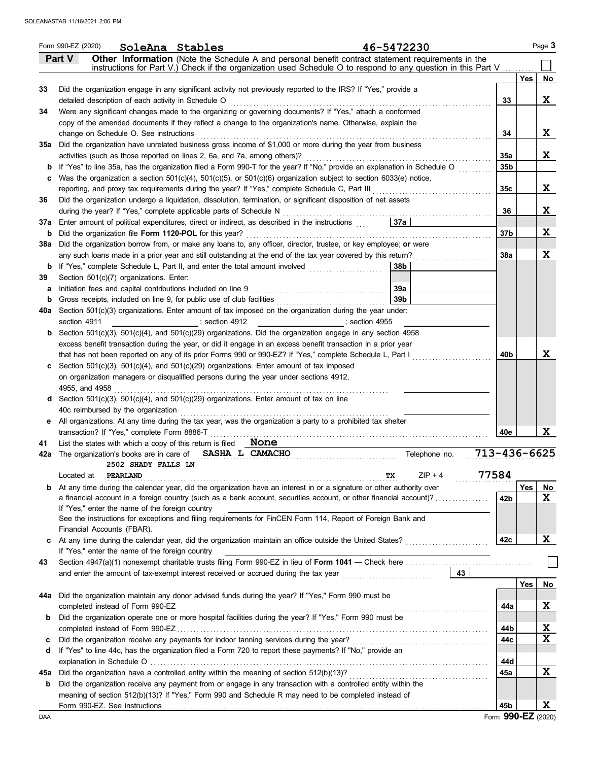SOLEANASTAB 11/16/2021 2:06 PM

Form 990-EZ (2020) **SoleAna Stables** **46-5472230** Page **3**

## Part V Other Information

**Other Information** (Note the Schedule A and personal benefit contract statement requirements in the instructions for Part V.) Check if the organization used Schedule O to respond to any question in this Part V . . . . . . . . ☐

| | | | Yes | No |
|---|---|---|---|---|
| **33** | Did the organization engage in any significant activity not previously reported to the IRS? If "Yes," provide a detailed description of each activity in Schedule O | **33** | | **X** |
| **34** | Were any significant changes made to the organizing or governing documents? If "Yes," attach a conformed copy of the amended documents if they reflect a change to the organization's name. Otherwise, explain the change on Schedule O. See instructions | **34** | | **X** |
| **35a** | Did the organization have unrelated business gross income of $1,000 or more during the year from business activities (such as those reported on lines 2, 6a, and 7a, among others)? | **35a** | | **X** |
| **b** | If "Yes" to line 35a, has the organization filed a Form 990-T for the year? If "No," provide an explanation in Schedule O | **35b** | | |
| **c** | Was the organization a section 501(c)(4), 501(c)(5), or 501(c)(6) organization subject to section 6033(e) notice, reporting, and proxy tax requirements during the year? If "Yes," complete Schedule C, Part III | **35c** | | **X** |
| **36** | Did the organization undergo a liquidation, dissolution, termination, or significant disposition of net assets during the year? If "Yes," complete applicable parts of Schedule N | **36** | | **X** |
| **37a** | Enter amount of political expenditures, direct or indirect, as described in the instructions . . . **37a** | | | |
| **b** | Did the organization file **Form 1120-POL** for this year? | **37b** | | **X** |
| **38a** | Did the organization borrow from, or make any loans to, any officer, director, trustee, or key employee; **or** were any such loans made in a prior year and still outstanding at the end of the tax year covered by this return? | **38a** | | **X** |
| **b** | If "Yes," complete Schedule L, Part II, and enter the total amount involved . . . **38b** | | | |
| **39** | Section 501(c)(7) organizations. Enter: | | | |
| **a** | Initiation fees and capital contributions included on line 9 . . . **39a** | | | |
| **b** | Gross receipts, included on line 9, for public use of club facilities . . . **39b** | | | |
| **40a** | Section 501(c)(3) organizations. Enter amount of tax imposed on the organization during the year under: section 4911 ______; section 4912 ______; section 4955 ______ | | | |
| **b** | Section 501(c)(3), 501(c)(4), and 501(c)(29) organizations. Did the organization engage in any section 4958 excess benefit transaction during the year, or did it engage in an excess benefit transaction in a prior year that has not been reported on any of its prior Forms 990 or 990-EZ? If "Yes," complete Schedule L, Part I | **40b** | | **X** |
| **c** | Section 501(c)(3), 501(c)(4), and 501(c)(29) organizations. Enter amount of tax imposed on organization managers or disqualified persons during the year under sections 4912, 4955, and 4958 ______ | | | |
| **d** | Section 501(c)(3), 501(c)(4), and 501(c)(29) organizations. Enter amount of tax on line 40c reimbursed by the organization ______ | | | |
| **e** | All organizations. At any time during the tax year, was the organization a party to a prohibited tax shelter transaction? If "Yes," complete Form 8886-T | **40e** | | **X** |

**41** List the states with which a copy of this return is filed **None**

**42a** The organization's books are in care of **SASHA L CAMACHO** Telephone no. **713-436-6625**
**2502 SHADY FALLS LN**
Located at **PEARLAND** **TX** ZIP + 4 **77584**

| | | | Yes | No |
|---|---|---|---|---|
| **b** | At any time during the calendar year, did the organization have an interest in or a signature or other authority over a financial account in a foreign country (such as a bank account, securities account, or other financial account)? If "Yes," enter the name of the foreign country ______ See the instructions for exceptions and filing requirements for FinCEN Form 114, Report of Foreign Bank and Financial Accounts (FBAR). | **42b** | | **X** |
| **c** | At any time during the calendar year, did the organization maintain an office outside the United States? If "Yes," enter the name of the foreign country ______ | **42c** | | **X** |

**43** Section 4947(a)(1) nonexempt charitable trusts filing Form 990-EZ in lieu of **Form 1041 —** Check here . . . ☐
and enter the amount of tax-exempt interest received or accrued during the tax year . . . **43**

| | | | Yes | No |
|---|---|---|---|---|
| **44a** | Did the organization maintain any donor advised funds during the year? If "Yes," Form 990 must be completed instead of Form 990-EZ | **44a** | | **X** |
| **b** | Did the organization operate one or more hospital facilities during the year? If "Yes," Form 990 must be completed instead of Form 990-EZ | **44b** | | **X** |
| **c** | Did the organization receive any payments for indoor tanning services during the year? | **44c** | | **X** |
| **d** | If "Yes" to line 44c, has the organization filed a Form 720 to report these payments? If "No," provide an explanation in Schedule O | **44d** | | |
| **45a** | Did the organization have a controlled entity within the meaning of section 512(b)(13)? | **45a** | | **X** |
| **b** | Did the organization receive any payment from or engage in any transaction with a controlled entity within the meaning of section 512(b)(13)? If "Yes," Form 990 and Schedule R may need to be completed instead of Form 990-EZ. See instructions | **45b** | | **X** |

DAA Form **990-EZ** (2020)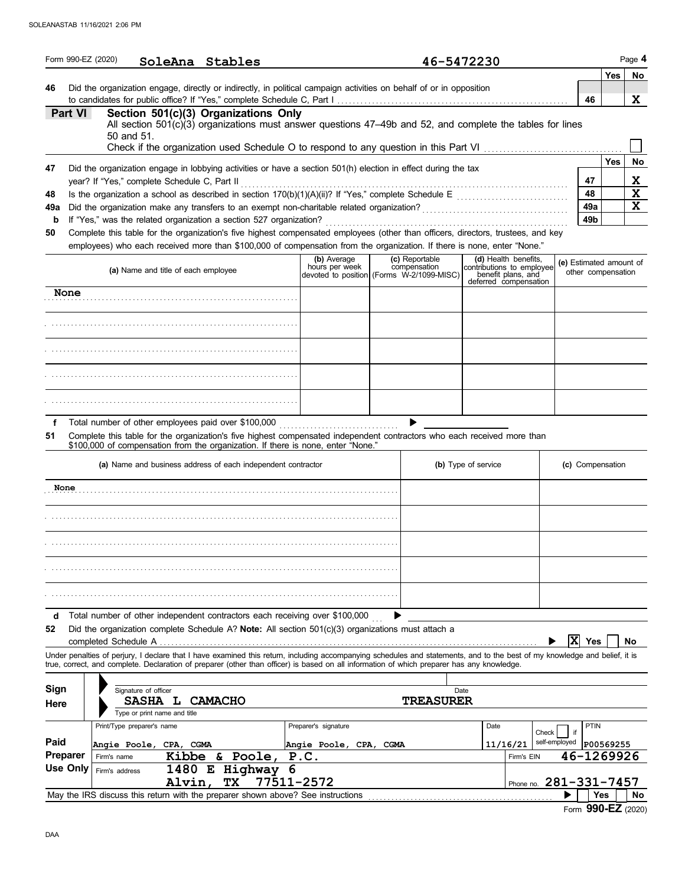SOLEANASTAB 11/16/2021 2:06 PM

Form 990-EZ (2020) **SoleAna Stables** **46-5472230** Page **4**

| | | | Yes | No |
|---|---|---|---|---|
| **46** | Did the organization engage, directly or indirectly, in political campaign activities on behalf of or in opposition to candidates for public office? If "Yes," complete Schedule C, Part I | 46 | | X |

## Part VI — Section 501(c)(3) Organizations Only

All section 501(c)(3) organizations must answer questions 47–49b and 52, and complete the tables for lines 50 and 51.

Check if the organization used Schedule O to respond to any question in this Part VI ☐

| | | | Yes | No |
|---|---|---|---|---|
| **47** | Did the organization engage in lobbying activities or have a section 501(h) election in effect during the tax year? If "Yes," complete Schedule C, Part II | 47 | | X |
| **48** | Is the organization a school as described in section 170(b)(1)(A)(ii)? If "Yes," complete Schedule E | 48 | | X |
| **49a** | Did the organization make any transfers to an exempt non-charitable related organization? | 49a | | X |
| **b** | If "Yes," was the related organization a section 527 organization? | 49b | | |

**50** Complete this table for the organization's five highest compensated employees (other than officers, directors, trustees, and key employees) who each received more than $100,000 of compensation from the organization. If there is none, enter "None."

| (a) Name and title of each employee | (b) Average hours per week devoted to position | (c) Reportable compensation (Forms W-2/1099-MISC) | (d) Health benefits, contributions to employee benefit plans, and deferred compensation | (e) Estimated amount of other compensation |
|---|---|---|---|---|
| None | | | | |
| | | | | |
| | | | | |
| | | | | |
| | | | | |

**f** Total number of other employees paid over $100,000 ▶

**51** Complete this table for the organization's five highest compensated independent contractors who each received more than $100,000 of compensation from the organization. If there is none, enter "None."

| (a) Name and business address of each independent contractor | (b) Type of service | (c) Compensation |
|---|---|---|
| None | | |
| | | |
| | | |
| | | |
| | | |

**d** Total number of other independent contractors each receiving over $100,000 ▶

**52** Did the organization complete Schedule A? **Note:** All section 501(c)(3) organizations must attach a completed Schedule A ▶ [X] Yes [ ] No

Under penalties of perjury, I declare that I have examined this return, including accompanying schedules and statements, and to the best of my knowledge and belief, it is true, correct, and complete. Declaration of preparer (other than officer) is based on all information of which preparer has any knowledge.

**Sign Here**

Signature of officer — Date

**SASHA L CAMACHO** — **TREASURER**

Type or print name and title

**Paid Preparer Use Only**

| Print/Type preparer's name | Preparer's signature | Date | Check ☐ if self-employed | PTIN |
|---|---|---|---|---|
| Angie Poole, CPA, CGMA | Angie Poole, CPA, CGMA | 11/16/21 | | P00569255 |

Firm's name: **Kibbe & Poole, P.C.** — Firm's EIN: **46-1269926**

Firm's address: **1480 E Highway 6, Alvin, TX 77511-2572** — Phone no. **281-331-7457**

May the IRS discuss this return with the preparer shown above? See instructions ▶ [ ] Yes [ ] No

Form **990-EZ** (2020)

DAA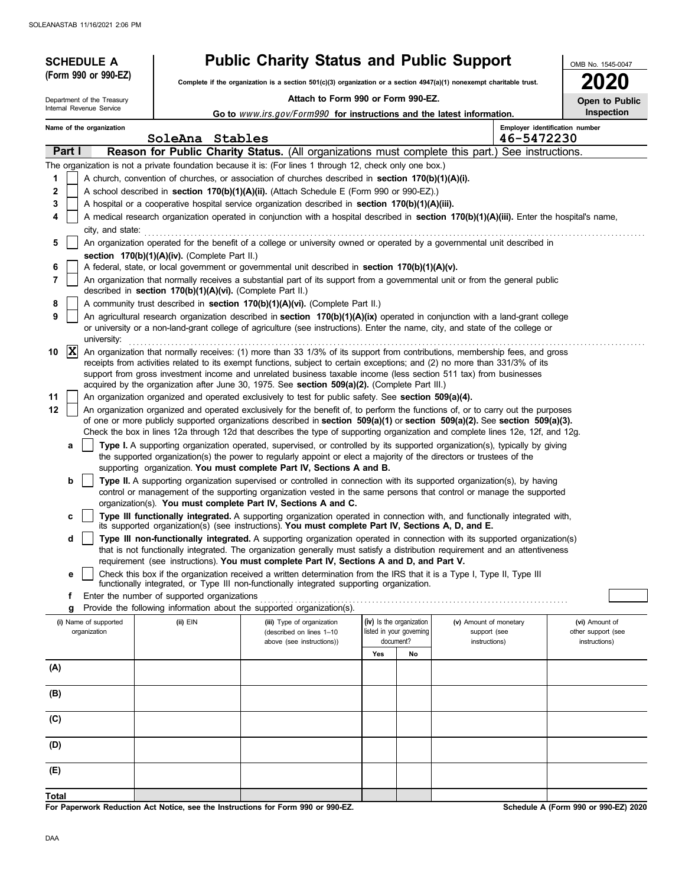**SCHEDULE A**
**(Form 990 or 990-EZ)**

Department of the Treasury
Internal Revenue Service

# Public Charity Status and Public Support

**Complete if the organization is a section 501(c)(3) organization or a section 4947(a)(1) nonexempt charitable trust.**

**Attach to Form 990 or Form 990-EZ.**

**Go to** *www.irs.gov/Form990* **for instructions and the latest information.**

OMB No. 1545-0047

**2020**

**Open to Public Inspection**

Name of the organization: SoleAna Stables

Employer identification number: 46-5472230

## Part I — Reason for Public Charity Status. (All organizations must complete this part.) See instructions.

The organization is not a private foundation because it is: (For lines 1 through 12, check only one box.)

1. [ ] A church, convention of churches, or association of churches described in **section 170(b)(1)(A)(i).**
2. [ ] A school described in **section 170(b)(1)(A)(ii).** (Attach Schedule E (Form 990 or 990-EZ).)
3. [ ] A hospital or a cooperative hospital service organization described in **section 170(b)(1)(A)(iii).**
4. [ ] A medical research organization operated in conjunction with a hospital described in **section 170(b)(1)(A)(iii).** Enter the hospital's name, city, and state:
5. [ ] An organization operated for the benefit of a college or university owned or operated by a governmental unit described in **section 170(b)(1)(A)(iv).** (Complete Part II.)
6. [ ] A federal, state, or local government or governmental unit described in **section 170(b)(1)(A)(v).**
7. [ ] An organization that normally receives a substantial part of its support from a governmental unit or from the general public described in **section 170(b)(1)(A)(vi).** (Complete Part II.)
8. [ ] A community trust described in **section 170(b)(1)(A)(vi).** (Complete Part II.)
9. [ ] An agricultural research organization described in **section 170(b)(1)(A)(ix)** operated in conjunction with a land-grant college or university or a non-land-grant college of agriculture (see instructions). Enter the name, city, and state of the college or university:
10. [X] An organization that normally receives: (1) more than 33 1/3% of its support from contributions, membership fees, and gross receipts from activities related to its exempt functions, subject to certain exceptions; and (2) no more than 331/3% of its support from gross investment income and unrelated business taxable income (less section 511 tax) from businesses acquired by the organization after June 30, 1975. See **section 509(a)(2).** (Complete Part III.)
11. [ ] An organization organized and operated exclusively to test for public safety. See **section 509(a)(4).**
12. [ ] An organization organized and operated exclusively for the benefit of, to perform the functions of, or to carry out the purposes of one or more publicly supported organizations described in **section 509(a)(1)** or **section 509(a)(2).** See **section 509(a)(3).** Check the box in lines 12a through 12d that describes the type of supporting organization and complete lines 12e, 12f, and 12g.

   a. [ ] **Type I.** A supporting organization operated, supervised, or controlled by its supported organization(s), typically by giving the supported organization(s) the power to regularly appoint or elect a majority of the directors or trustees of the supporting organization. **You must complete Part IV, Sections A and B.**

   b. [ ] **Type II.** A supporting organization supervised or controlled in connection with its supported organization(s), by having control or management of the supporting organization vested in the same persons that control or manage the supported organization(s). **You must complete Part IV, Sections A and C.**

   c. [ ] **Type III functionally integrated.** A supporting organization operated in connection with, and functionally integrated with, its supported organization(s) (see instructions). **You must complete Part IV, Sections A, D, and E.**

   d. [ ] **Type III non-functionally integrated.** A supporting organization operated in connection with its supported organization(s) that is not functionally integrated. The organization generally must satisfy a distribution requirement and an attentiveness requirement (see instructions). **You must complete Part IV, Sections A and D, and Part V.**

   e. [ ] Check this box if the organization received a written determination from the IRS that it is a Type I, Type II, Type III functionally integrated, or Type III non-functionally integrated supporting organization.

   f. Enter the number of supported organizations

   g. Provide the following information about the supported organization(s).

| | (i) Name of supported organization | (ii) EIN | (iii) Type of organization (described on lines 1–10 above (see instructions)) | (iv) Is the organization listed in your governing document? Yes | No | (v) Amount of monetary support (see instructions) | (vi) Amount of other support (see instructions) |
|---|---|---|---|---|---|---|---|
| (A) | | | | | | | |
| (B) | | | | | | | |
| (C) | | | | | | | |
| (D) | | | | | | | |
| (E) | | | | | | | |
| **Total** | | | | | | | |

**For Paperwork Reduction Act Notice, see the Instructions for Form 990 or 990-EZ.**

**Schedule A (Form 990 or 990-EZ) 2020**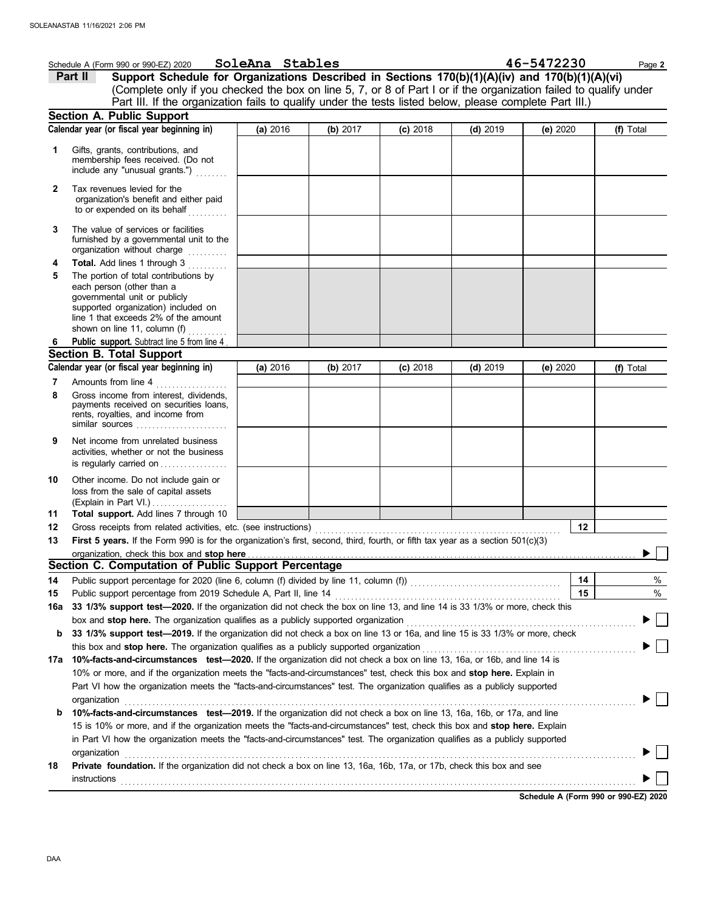Schedule A (Form 990 or 990-EZ) 2020 **SoleAna Stables** **46-5472230** Page **2**

## Part II Support Schedule for Organizations Described in Sections 170(b)(1)(A)(iv) and 170(b)(1)(A)(vi)

(Complete only if you checked the box on line 5, 7, or 8 of Part I or if the organization failed to qualify under Part III. If the organization fails to qualify under the tests listed below, please complete Part III.)

### Section A. Public Support

| Calendar year (or fiscal year beginning in) | (a) 2016 | (b) 2017 | (c) 2018 | (d) 2019 | (e) 2020 | (f) Total |
|---|---|---|---|---|---|---|
| **1** Gifts, grants, contributions, and membership fees received. (Do not include any "unusual grants.") | | | | | | |
| **2** Tax revenues levied for the organization's benefit and either paid to or expended on its behalf | | | | | | |
| **3** The value of services or facilities furnished by a governmental unit to the organization without charge | | | | | | |
| **4** **Total.** Add lines 1 through 3 | | | | | | |
| **5** The portion of total contributions by each person (other than a governmental unit or publicly supported organization) included on line 1 that exceeds 2% of the amount shown on line 11, column (f) | | | | | | |
| **6** **Public support.** Subtract line 5 from line 4 | | | | | | |

### Section B. Total Support

| Calendar year (or fiscal year beginning in) | (a) 2016 | (b) 2017 | (c) 2018 | (d) 2019 | (e) 2020 | (f) Total |
|---|---|---|---|---|---|---|
| **7** Amounts from line 4 | | | | | | |
| **8** Gross income from interest, dividends, payments received on securities loans, rents, royalties, and income from similar sources | | | | | | |
| **9** Net income from unrelated business activities, whether or not the business is regularly carried on | | | | | | |
| **10** Other income. Do not include gain or loss from the sale of capital assets (Explain in Part VI.) | | | | | | |
| **11** **Total support.** Add lines 7 through 10 | | | | | | |

**12** Gross receipts from related activities, etc. (see instructions) **12**

**13** **First 5 years.** If the Form 990 is for the organization's first, second, third, fourth, or fifth tax year as a section 501(c)(3) organization, check this box and **stop here** ▶ ☐

### Section C. Computation of Public Support Percentage

**14** Public support percentage for 2020 (line 6, column (f) divided by line 11, column (f)) **14** %

**15** Public support percentage from 2019 Schedule A, Part II, line 14 **15** %

**16a** **33 1/3% support test—2020.** If the organization did not check the box on line 13, and line 14 is 33 1/3% or more, check this box and **stop here.** The organization qualifies as a publicly supported organization ▶ ☐

**b** **33 1/3% support test—2019.** If the organization did not check a box on line 13 or 16a, and line 15 is 33 1/3% or more, check this box and **stop here.** The organization qualifies as a publicly supported organization ▶ ☐

**17a** **10%-facts-and-circumstances test—2020.** If the organization did not check a box on line 13, 16a, or 16b, and line 14 is 10% or more, and if the organization meets the "facts-and-circumstances" test, check this box and **stop here.** Explain in Part VI how the organization meets the "facts-and-circumstances" test. The organization qualifies as a publicly supported organization ▶ ☐

**b** **10%-facts-and-circumstances test—2019.** If the organization did not check a box on line 13, 16a, 16b, or 17a, and line 15 is 10% or more, and if the organization meets the "facts-and-circumstances" test, check this box and **stop here.** Explain in Part VI how the organization meets the "facts-and-circumstances" test. The organization qualifies as a publicly supported organization ▶ ☐

**18** **Private foundation.** If the organization did not check a box on line 13, 16a, 16b, 17a, or 17b, check this box and see instructions ▶ ☐

**Schedule A (Form 990 or 990-EZ) 2020**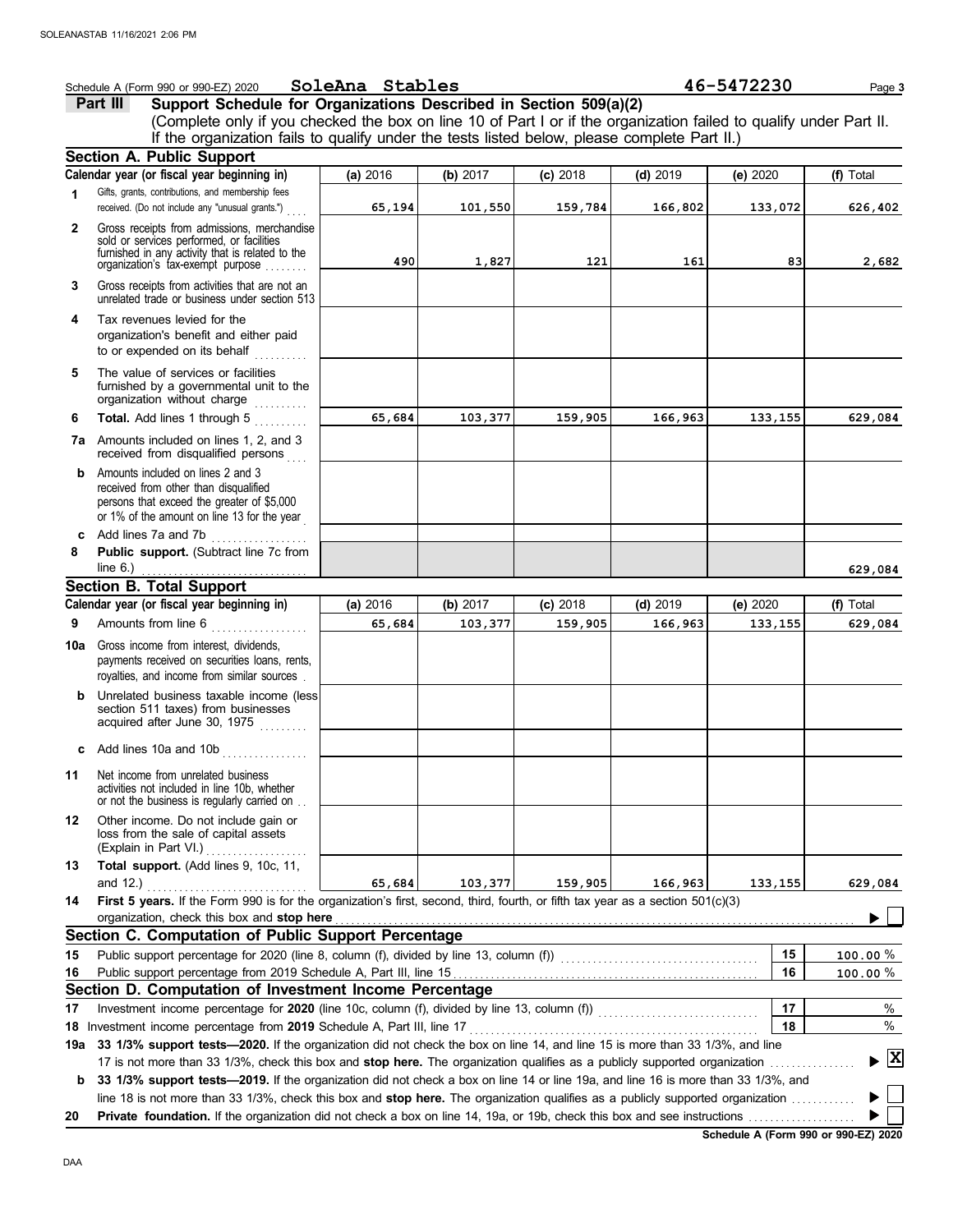Schedule A (Form 990 or 990-EZ) 2020 **SoleAna Stables** **46-5472230** Page 3

## Part III Support Schedule for Organizations Described in Section 509(a)(2)

(Complete only if you checked the box on line 10 of Part I or if the organization failed to qualify under Part II. If the organization fails to qualify under the tests listed below, please complete Part II.)

### Section A. Public Support

| Calendar year (or fiscal year beginning in) | (a) 2016 | (b) 2017 | (c) 2018 | (d) 2019 | (e) 2020 | (f) Total |
|---|---|---|---|---|---|---|
| **1** Gifts, grants, contributions, and membership fees received. (Do not include any "unusual grants.") | 65,194 | 101,550 | 159,784 | 166,802 | 133,072 | 626,402 |
| **2** Gross receipts from admissions, merchandise sold or services performed, or facilities furnished in any activity that is related to the organization's tax-exempt purpose | 490 | 1,827 | 121 | 161 | 83 | 2,682 |
| **3** Gross receipts from activities that are not an unrelated trade or business under section 513 | | | | | | |
| **4** Tax revenues levied for the organization's benefit and either paid to or expended on its behalf | | | | | | |
| **5** The value of services or facilities furnished by a governmental unit to the organization without charge | | | | | | |
| **6** **Total.** Add lines 1 through 5 | 65,684 | 103,377 | 159,905 | 166,963 | 133,155 | 629,084 |
| **7a** Amounts included on lines 1, 2, and 3 received from disqualified persons | | | | | | |
| **b** Amounts included on lines 2 and 3 received from other than disqualified persons that exceed the greater of $5,000 or 1% of the amount on line 13 for the year | | | | | | |
| **c** Add lines 7a and 7b | | | | | | |
| **8** **Public support.** (Subtract line 7c from line 6.) | | | | | | 629,084 |

### Section B. Total Support

| Calendar year (or fiscal year beginning in) | (a) 2016 | (b) 2017 | (c) 2018 | (d) 2019 | (e) 2020 | (f) Total |
|---|---|---|---|---|---|---|
| **9** Amounts from line 6 | 65,684 | 103,377 | 159,905 | 166,963 | 133,155 | 629,084 |
| **10a** Gross income from interest, dividends, payments received on securities loans, rents, royalties, and income from similar sources | | | | | | |
| **b** Unrelated business taxable income (less section 511 taxes) from businesses acquired after June 30, 1975 | | | | | | |
| **c** Add lines 10a and 10b | | | | | | |
| **11** Net income from unrelated business activities not included in line 10b, whether or not the business is regularly carried on | | | | | | |
| **12** Other income. Do not include gain or loss from the sale of capital assets (Explain in Part VI.) | | | | | | |
| **13** **Total support.** (Add lines 9, 10c, 11, and 12.) | 65,684 | 103,377 | 159,905 | 166,963 | 133,155 | 629,084 |

**14** **First 5 years.** If the Form 990 is for the organization's first, second, third, fourth, or fifth tax year as a section 501(c)(3) organization, check this box and **stop here** ☐

### Section C. Computation of Public Support Percentage

| | | | |
|---|---|---|---|
| **15** | Public support percentage for 2020 (line 8, column (f), divided by line 13, column (f)) | 15 | 100.00 % |
| **16** | Public support percentage from 2019 Schedule A, Part III, line 15 | 16 | 100.00 % |

### Section D. Computation of Investment Income Percentage

| | | | |
|---|---|---|---|
| **17** | Investment income percentage for **2020** (line 10c, column (f), divided by line 13, column (f)) | 17 | % |
| **18** | Investment income percentage from **2019** Schedule A, Part III, line 17 | 18 | % |

**19a** **33 1/3% support tests—2020.** If the organization did not check the box on line 14, and line 15 is more than 33 1/3%, and line 17 is not more than 33 1/3%, check this box and **stop here.** The organization qualifies as a publicly supported organization ☒

**b** **33 1/3% support tests—2019.** If the organization did not check a box on line 14 or line 19a, and line 16 is more than 33 1/3%, and line 18 is not more than 33 1/3%, check this box and **stop here.** The organization qualifies as a publicly supported organization ☐

**20** **Private foundation.** If the organization did not check a box on line 14, 19a, or 19b, check this box and see instructions ☐

**Schedule A (Form 990 or 990-EZ) 2020**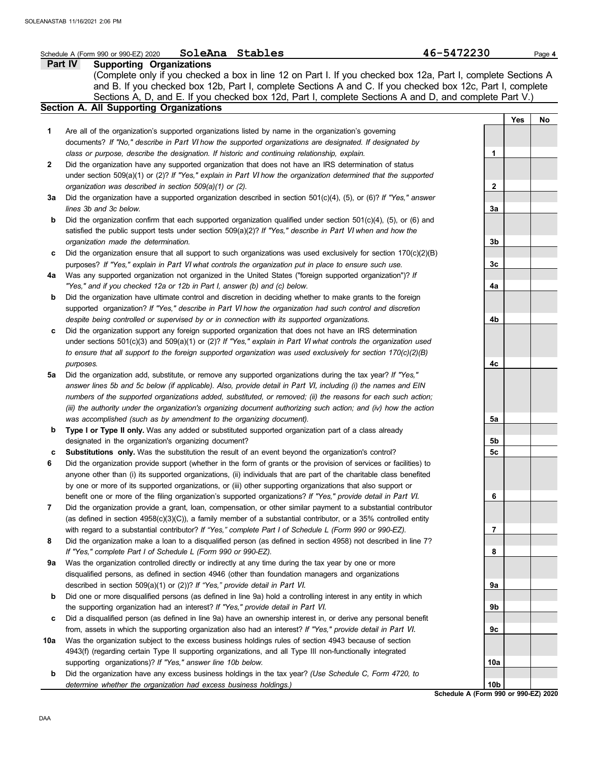Schedule A (Form 990 or 990-EZ) 2020 **SoleAna Stables** **46-5472230**

## Part IV Supporting Organizations

(Complete only if you checked a box in line 12 on Part I. If you checked box 12a, Part I, complete Sections A and B. If you checked box 12b, Part I, complete Sections A and C. If you checked box 12c, Part I, complete Sections A, D, and E. If you checked box 12d, Part I, complete Sections A and D, and complete Part V.)

### Section A. All Supporting Organizations

| | | | Yes | No |
|---|---|---|---|---|
| **1** | Are all of the organization's supported organizations listed by name in the organization's governing documents? *If "No," describe in Part VI how the supported organizations are designated. If designated by class or purpose, describe the designation. If historic and continuing relationship, explain.* | 1 | | |
| **2** | Did the organization have any supported organization that does not have an IRS determination of status under section 509(a)(1) or (2)? *If "Yes," explain in Part VI how the organization determined that the supported organization was described in section 509(a)(1) or (2).* | 2 | | |
| **3a** | Did the organization have a supported organization described in section 501(c)(4), (5), or (6)? *If "Yes," answer lines 3b and 3c below.* | 3a | | |
| **b** | Did the organization confirm that each supported organization qualified under section 501(c)(4), (5), or (6) and satisfied the public support tests under section 509(a)(2)? *If "Yes," describe in Part VI when and how the organization made the determination.* | 3b | | |
| **c** | Did the organization ensure that all support to such organizations was used exclusively for section 170(c)(2)(B) purposes? *If "Yes," explain in Part VI what controls the organization put in place to ensure such use.* | 3c | | |
| **4a** | Was any supported organization not organized in the United States ("foreign supported organization")? *If "Yes," and if you checked 12a or 12b in Part I, answer (b) and (c) below.* | 4a | | |
| **b** | Did the organization have ultimate control and discretion in deciding whether to make grants to the foreign supported organization? *If "Yes," describe in Part VI how the organization had such control and discretion despite being controlled or supervised by or in connection with its supported organizations.* | 4b | | |
| **c** | Did the organization support any foreign supported organization that does not have an IRS determination under sections 501(c)(3) and 509(a)(1) or (2)? *If "Yes," explain in Part VI what controls the organization used to ensure that all support to the foreign supported organization was used exclusively for section 170(c)(2)(B) purposes.* | 4c | | |
| **5a** | Did the organization add, substitute, or remove any supported organizations during the tax year? *If "Yes," answer lines 5b and 5c below (if applicable). Also, provide detail in Part VI, including (i) the names and EIN numbers of the supported organizations added, substituted, or removed; (ii) the reasons for each such action; (iii) the authority under the organization's organizing document authorizing such action; and (iv) how the action was accomplished (such as by amendment to the organizing document).* | 5a | | |
| **b** | **Type I or Type II only.** Was any added or substituted supported organization part of a class already designated in the organization's organizing document? | 5b | | |
| **c** | **Substitutions only.** Was the substitution the result of an event beyond the organization's control? | 5c | | |
| **6** | Did the organization provide support (whether in the form of grants or the provision of services or facilities) to anyone other than (i) its supported organizations, (ii) individuals that are part of the charitable class benefited by one or more of its supported organizations, or (iii) other supporting organizations that also support or benefit one or more of the filing organization's supported organizations? *If "Yes," provide detail in Part VI.* | 6 | | |
| **7** | Did the organization provide a grant, loan, compensation, or other similar payment to a substantial contributor (as defined in section 4958(c)(3)(C)), a family member of a substantial contributor, or a 35% controlled entity with regard to a substantial contributor? *If "Yes," complete Part I of Schedule L (Form 990 or 990-EZ).* | 7 | | |
| **8** | Did the organization make a loan to a disqualified person (as defined in section 4958) not described in line 7? *If "Yes," complete Part I of Schedule L (Form 990 or 990-EZ).* | 8 | | |
| **9a** | Was the organization controlled directly or indirectly at any time during the tax year by one or more disqualified persons, as defined in section 4946 (other than foundation managers and organizations described in section 509(a)(1) or (2))? *If "Yes," provide detail in Part VI.* | 9a | | |
| **b** | Did one or more disqualified persons (as defined in line 9a) hold a controlling interest in any entity in which the supporting organization had an interest? *If "Yes," provide detail in Part VI.* | 9b | | |
| **c** | Did a disqualified person (as defined in line 9a) have an ownership interest in, or derive any personal benefit from, assets in which the supporting organization also had an interest? *If "Yes," provide detail in Part VI.* | 9c | | |
| **10a** | Was the organization subject to the excess business holdings rules of section 4943 because of section 4943(f) (regarding certain Type II supporting organizations, and all Type III non-functionally integrated supporting organizations)? *If "Yes," answer line 10b below.* | 10a | | |
| **b** | Did the organization have any excess business holdings in the tax year? *(Use Schedule C, Form 4720, to determine whether the organization had excess business holdings.)* | 10b | | |

Schedule A (Form 990 or 990-EZ) 2020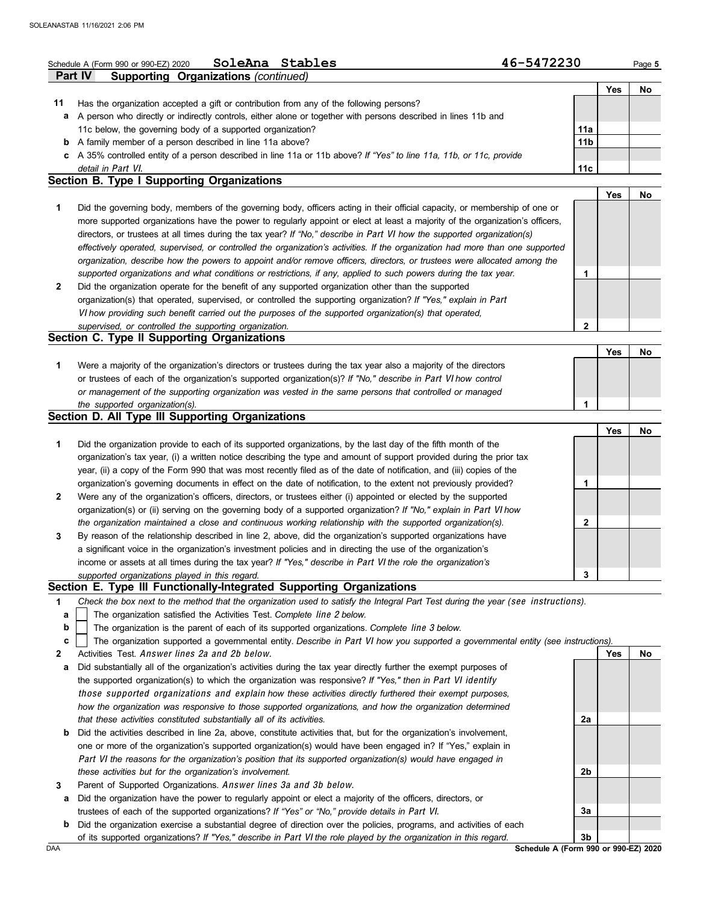Schedule A (Form 990 or 990-EZ) 2020 **SoleAna Stables** **46-5472230** Page 5

**Part IV Supporting Organizations** *(continued)*

| | | | Yes | No |
|---|---|---|---|---|
| **11** | Has the organization accepted a gift or contribution from any of the following persons? | | | |
| **a** | A person who directly or indirectly controls, either alone or together with persons described in lines 11b and 11c below, the governing body of a supported organization? | **11a** | | |
| **b** | A family member of a person described in line 11a above? | **11b** | | |
| **c** | A 35% controlled entity of a person described in line 11a or 11b above? *If "Yes" to line 11a, 11b, or 11c, provide detail in Part VI.* | **11c** | | |

## Section B. Type I Supporting Organizations

| | | | Yes | No |
|---|---|---|---|---|
| **1** | Did the governing body, members of the governing body, officers acting in their official capacity, or membership of one or more supported organizations have the power to regularly appoint or elect at least a majority of the organization's officers, directors, or trustees at all times during the tax year? *If "No," describe in Part VI how the supported organization(s) effectively operated, supervised, or controlled the organization's activities. If the organization had more than one supported organization, describe how the powers to appoint and/or remove officers, directors, or trustees were allocated among the supported organizations and what conditions or restrictions, if any, applied to such powers during the tax year.* | **1** | | |
| **2** | Did the organization operate for the benefit of any supported organization other than the supported organization(s) that operated, supervised, or controlled the supporting organization? *If "Yes," explain in Part VI how providing such benefit carried out the purposes of the supported organization(s) that operated, supervised, or controlled the supporting organization.* | **2** | | |

## Section C. Type II Supporting Organizations

| | | | Yes | No |
|---|---|---|---|---|
| **1** | Were a majority of the organization's directors or trustees during the tax year also a majority of the directors or trustees of each of the organization's supported organization(s)? *If "No," describe in Part VI how control or management of the supporting organization was vested in the same persons that controlled or managed the supported organization(s).* | **1** | | |

## Section D. All Type III Supporting Organizations

| | | | Yes | No |
|---|---|---|---|---|
| **1** | Did the organization provide to each of its supported organizations, by the last day of the fifth month of the organization's tax year, (i) a written notice describing the type and amount of support provided during the prior tax year, (ii) a copy of the Form 990 that was most recently filed as of the date of notification, and (iii) copies of the organization's governing documents in effect on the date of notification, to the extent not previously provided? | **1** | | |
| **2** | Were any of the organization's officers, directors, or trustees either (i) appointed or elected by the supported organization(s) or (ii) serving on the governing body of a supported organization? *If "No," explain in Part VI how the organization maintained a close and continuous working relationship with the supported organization(s).* | **2** | | |
| **3** | By reason of the relationship described in line 2, above, did the organization's supported organizations have a significant voice in the organization's investment policies and in directing the use of the organization's income or assets at all times during the tax year? *If "Yes," describe in Part VI the role the organization's supported organizations played in this regard.* | **3** | | |

## Section E. Type III Functionally-Integrated Supporting Organizations

**1** *Check the box next to the method that the organization used to satisfy the Integral Part Test during the year (see instructions).*

- **a** ☐ The organization satisfied the Activities Test. *Complete line 2 below.*
- **b** ☐ The organization is the parent of each of its supported organizations. *Complete line 3 below.*
- **c** ☐ The organization supported a governmental entity. *Describe in Part VI how you supported a governmental entity (see instructions).*

| | | | Yes | No |
|---|---|---|---|---|
| **2** | Activities Test. *Answer lines 2a and 2b below.* | | | |
| **a** | Did substantially all of the organization's activities during the tax year directly further the exempt purposes of the supported organization(s) to which the organization was responsive? *If "Yes," then in Part VI identify those supported organizations and explain how these activities directly furthered their exempt purposes, how the organization was responsive to those supported organizations, and how the organization determined that these activities constituted substantially all of its activities.* | **2a** | | |
| **b** | Did the activities described in line 2a, above, constitute activities that, but for the organization's involvement, one or more of the organization's supported organization(s) would have been engaged in? If "Yes," explain in *Part VI the reasons for the organization's position that its supported organization(s) would have engaged in these activities but for the organization's involvement.* | **2b** | | |
| **3** | Parent of Supported Organizations. *Answer lines 3a and 3b below.* | | | |
| **a** | Did the organization have the power to regularly appoint or elect a majority of the officers, directors, or trustees of each of the supported organizations? *If "Yes" or "No," provide details in Part VI.* | **3a** | | |
| **b** | Did the organization exercise a substantial degree of direction over the policies, programs, and activities of each of its supported organizations? *If "Yes," describe in Part VI the role played by the organization in this regard.* | **3b** | | |

DAA **Schedule A (Form 990 or 990-EZ) 2020**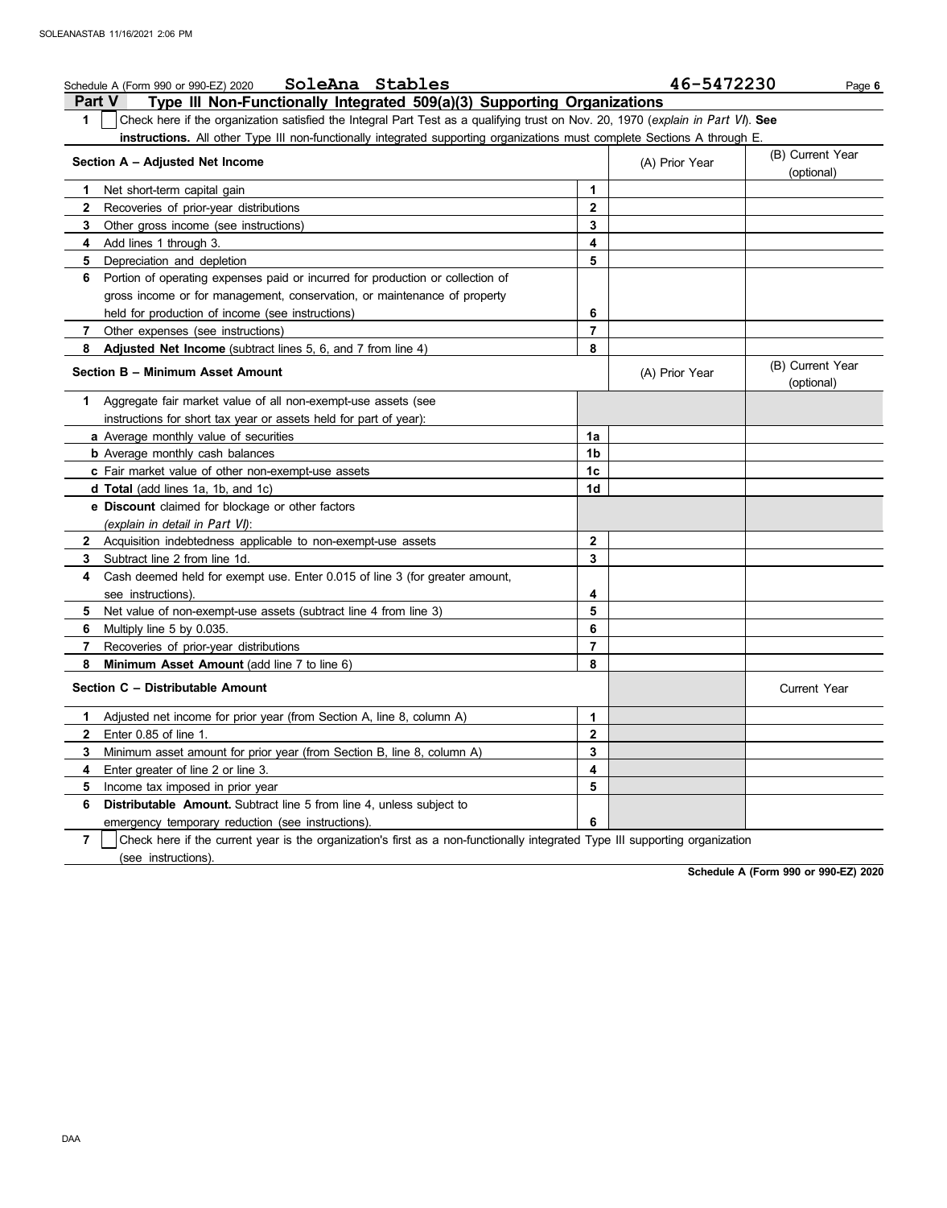Schedule A (Form 990 or 990-EZ) 2020 **SoleAna Stables** **46-5472230**

## Part V Type III Non-Functionally Integrated 509(a)(3) Supporting Organizations

**1** ☐ Check here if the organization satisfied the Integral Part Test as a qualifying trust on Nov. 20, 1970 (*explain in Part VI*). **See instructions.** All other Type III non-functionally integrated supporting organizations must complete Sections A through E.

| **Section A – Adjusted Net Income** | | (A) Prior Year | (B) Current Year (optional) |
|---|---|---|---|
| **1** Net short-term capital gain | **1** | | |
| **2** Recoveries of prior-year distributions | **2** | | |
| **3** Other gross income (see instructions) | **3** | | |
| **4** Add lines 1 through 3. | **4** | | |
| **5** Depreciation and depletion | **5** | | |
| **6** Portion of operating expenses paid or incurred for production or collection of gross income or for management, conservation, or maintenance of property held for production of income (see instructions) | **6** | | |
| **7** Other expenses (see instructions) | **7** | | |
| **8** **Adjusted Net Income** (subtract lines 5, 6, and 7 from line 4) | **8** | | |

| **Section B – Minimum Asset Amount** | | (A) Prior Year | (B) Current Year (optional) |
|---|---|---|---|
| **1** Aggregate fair market value of all non-exempt-use assets (see instructions for short tax year or assets held for part of year): | | | |
| **a** Average monthly value of securities | **1a** | | |
| **b** Average monthly cash balances | **1b** | | |
| **c** Fair market value of other non-exempt-use assets | **1c** | | |
| **d Total** (add lines 1a, 1b, and 1c) | **1d** | | |
| **e Discount** claimed for blockage or other factors (*explain in detail in Part VI*): | | | |
| **2** Acquisition indebtedness applicable to non-exempt-use assets | **2** | | |
| **3** Subtract line 2 from line 1d. | **3** | | |
| **4** Cash deemed held for exempt use. Enter 0.015 of line 3 (for greater amount, see instructions). | **4** | | |
| **5** Net value of non-exempt-use assets (subtract line 4 from line 3) | **5** | | |
| **6** Multiply line 5 by 0.035. | **6** | | |
| **7** Recoveries of prior-year distributions | **7** | | |
| **8** **Minimum Asset Amount** (add line 7 to line 6) | **8** | | |

| **Section C – Distributable Amount** | | | Current Year |
|---|---|---|---|
| **1** Adjusted net income for prior year (from Section A, line 8, column A) | **1** | | |
| **2** Enter 0.85 of line 1. | **2** | | |
| **3** Minimum asset amount for prior year (from Section B, line 8, column A) | **3** | | |
| **4** Enter greater of line 2 or line 3. | **4** | | |
| **5** Income tax imposed in prior year | **5** | | |
| **6** **Distributable Amount.** Subtract line 5 from line 4, unless subject to emergency temporary reduction (see instructions). | **6** | | |

**7** ☐ Check here if the current year is the organization's first as a non-functionally integrated Type III supporting organization (see instructions).

**Schedule A (Form 990 or 990-EZ) 2020**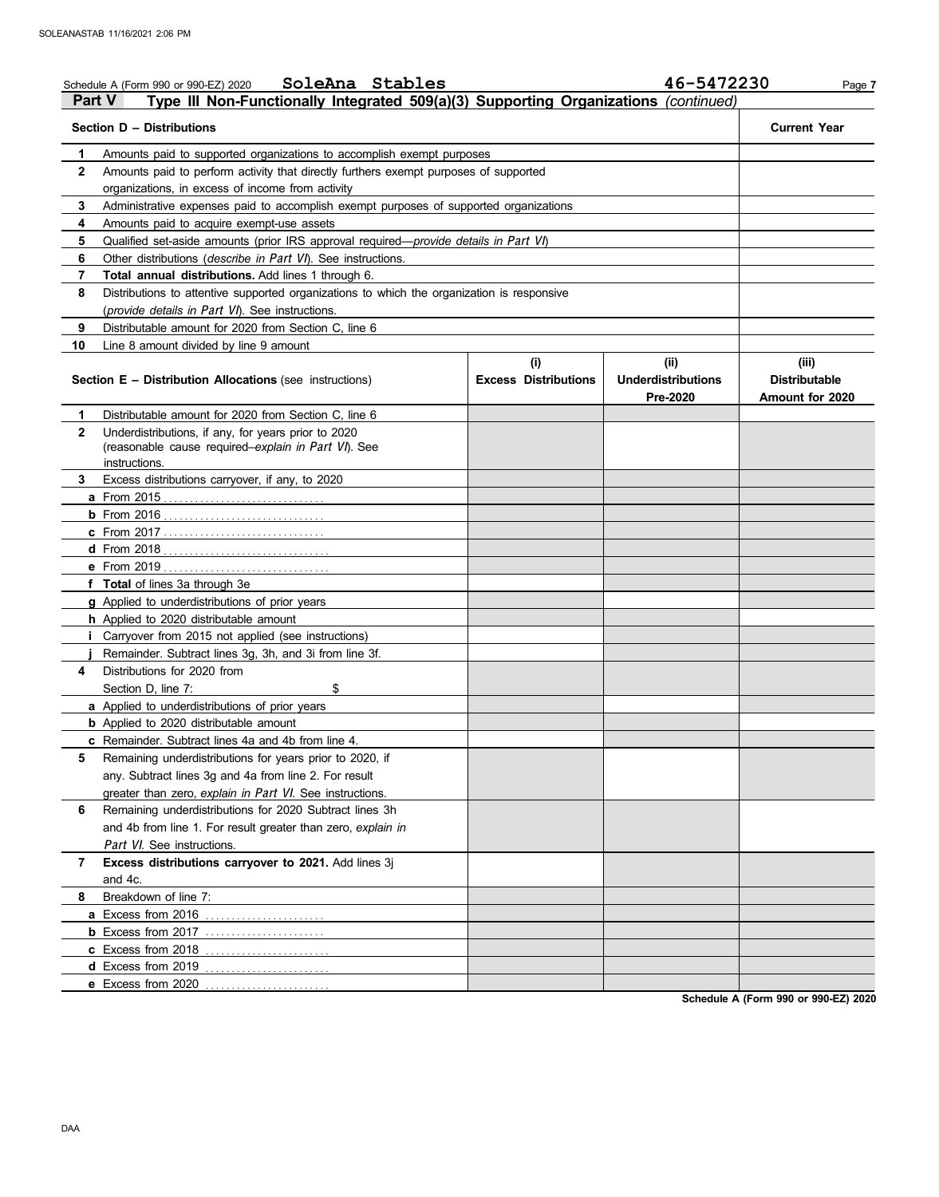Schedule A (Form 990 or 990-EZ) 2020 **SoleAna Stables** **46-5472230** Page **7**

## Part V Type III Non-Functionally Integrated 509(a)(3) Supporting Organizations *(continued)*

| Section D – Distributions | | Current Year |
|---|---|---|
| **1** | Amounts paid to supported organizations to accomplish exempt purposes | |
| **2** | Amounts paid to perform activity that directly furthers exempt purposes of supported organizations, in excess of income from activity | |
| **3** | Administrative expenses paid to accomplish exempt purposes of supported organizations | |
| **4** | Amounts paid to acquire exempt-use assets | |
| **5** | Qualified set-aside amounts (prior IRS approval required—*provide details in Part VI*) | |
| **6** | Other distributions (*describe in Part VI*). See instructions. | |
| **7** | **Total annual distributions.** Add lines 1 through 6. | |
| **8** | Distributions to attentive supported organizations to which the organization is responsive (*provide details in Part VI*). See instructions. | |
| **9** | Distributable amount for 2020 from Section C, line 6 | |
| **10** | Line 8 amount divided by line 9 amount | |

| | Section E – Distribution Allocations (see instructions) | (i) Excess Distributions | (ii) Underdistributions Pre-2020 | (iii) Distributable Amount for 2020 |
|---|---|---|---|---|
| **1** | Distributable amount for 2020 from Section C, line 6 | | | |
| **2** | Underdistributions, if any, for years prior to 2020 (reasonable cause required–*explain in Part VI*). See instructions. | | | |
| **3** | Excess distributions carryover, if any, to 2020 | | | |
| **a** | From 2015 | | | |
| **b** | From 2016 | | | |
| **c** | From 2017 | | | |
| **d** | From 2018 | | | |
| **e** | From 2019 | | | |
| **f** | **Total** of lines 3a through 3e | | | |
| **g** | Applied to underdistributions of prior years | | | |
| **h** | Applied to 2020 distributable amount | | | |
| **i** | Carryover from 2015 not applied (see instructions) | | | |
| **j** | Remainder. Subtract lines 3g, 3h, and 3i from line 3f. | | | |
| **4** | Distributions for 2020 from Section D, line 7: $ | | | |
| **a** | Applied to underdistributions of prior years | | | |
| **b** | Applied to 2020 distributable amount | | | |
| **c** | Remainder. Subtract lines 4a and 4b from line 4. | | | |
| **5** | Remaining underdistributions for years prior to 2020, if any. Subtract lines 3g and 4a from line 2. For result greater than zero, *explain in Part VI*. See instructions. | | | |
| **6** | Remaining underdistributions for 2020 Subtract lines 3h and 4b from line 1. For result greater than zero, *explain in Part VI*. See instructions. | | | |
| **7** | **Excess distributions carryover to 2021.** Add lines 3j and 4c. | | | |
| **8** | Breakdown of line 7: | | | |
| **a** | Excess from 2016 | | | |
| **b** | Excess from 2017 | | | |
| **c** | Excess from 2018 | | | |
| **d** | Excess from 2019 | | | |
| **e** | Excess from 2020 | | | |

**Schedule A (Form 990 or 990-EZ) 2020**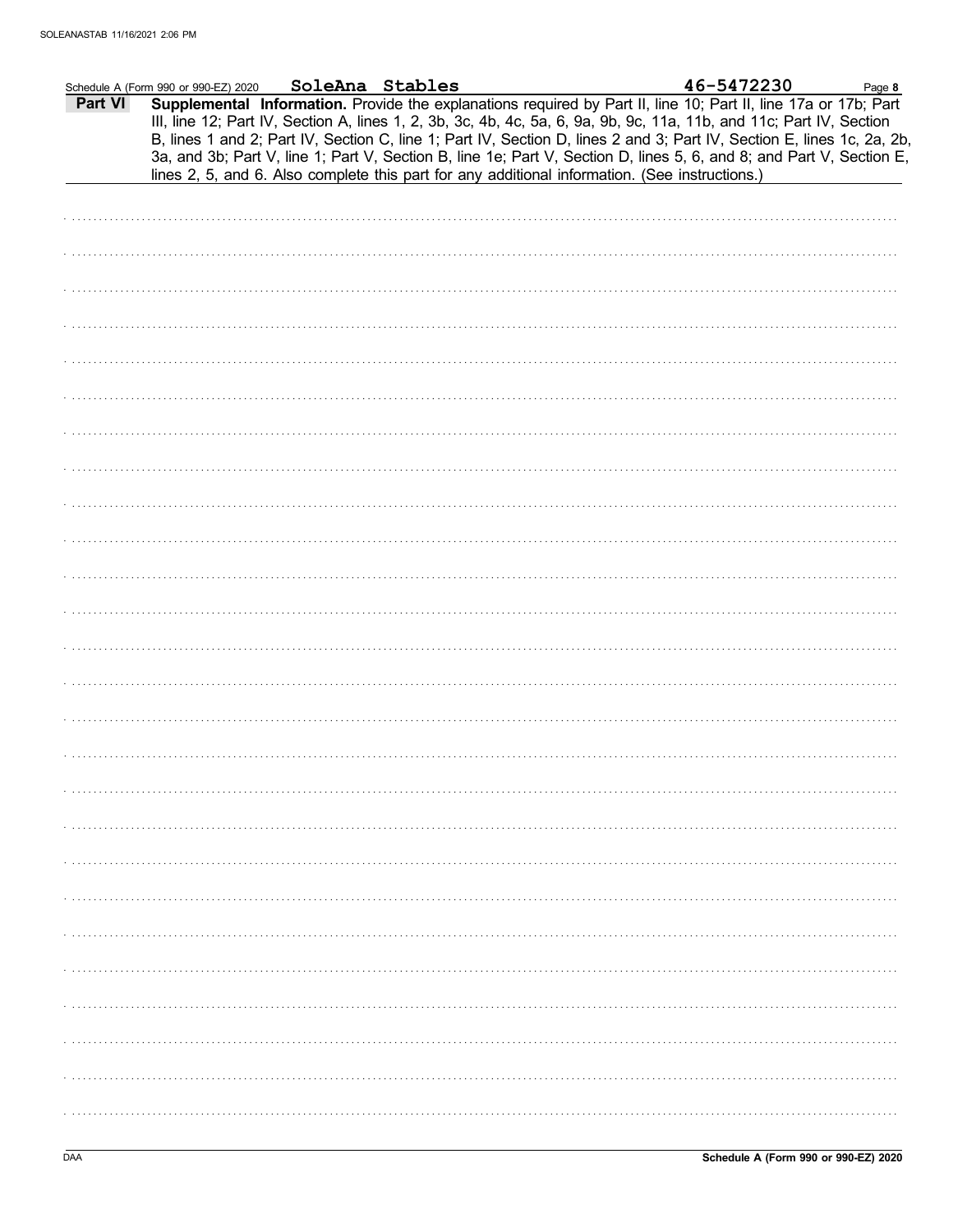Schedule A (Form 990 or 990-EZ) 2020 **SoleAna Stables** **46-5472230**

**Part VI** **Supplemental Information.** Provide the explanations required by Part II, line 10; Part II, line 17a or 17b; Part III, line 12; Part IV, Section A, lines 1, 2, 3b, 3c, 4b, 4c, 5a, 6, 9a, 9b, 9c, 11a, 11b, and 11c; Part IV, Section B, lines 1 and 2; Part IV, Section C, line 1; Part IV, Section D, lines 2 and 3; Part IV, Section E, lines 1c, 2a, 2b, 3a, and 3b; Part V, line 1; Part V, Section B, line 1e; Part V, Section D, lines 5, 6, and 8; and Part V, Section E, lines 2, 5, and 6. Also complete this part for any additional information. (See instructions.)

DAA **Schedule A (Form 990 or 990-EZ) 2020**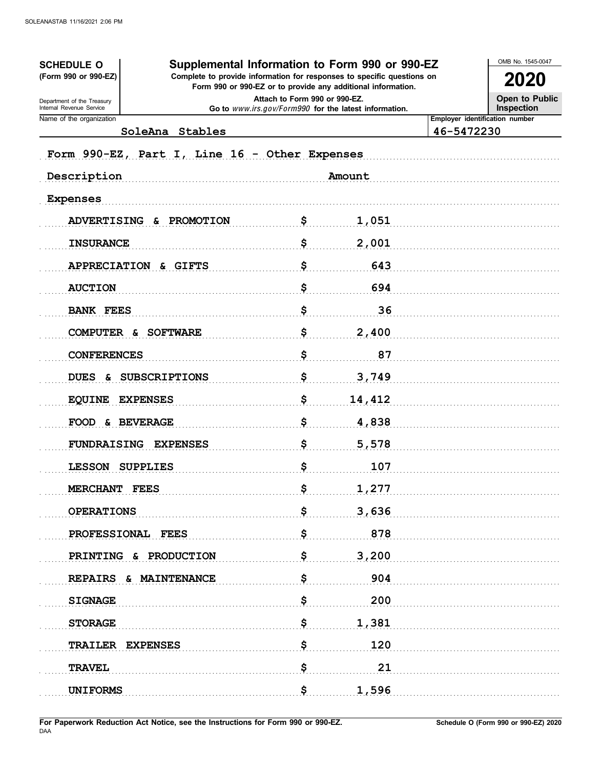**SCHEDULE O**
**(Form 990 or 990-EZ)**

Department of the Treasury
Internal Revenue Service

# Supplemental Information to Form 990 or 990-EZ

**Complete to provide information for responses to specific questions on Form 990 or 990-EZ or to provide any additional information.**

**Attach to Form 990 or 990-EZ.**

**Go to** *www.irs.gov/Form990* **for the latest information.**

OMB No. 1545-0047

**2020**

**Open to Public Inspection**

| Name of the organization | Employer identification number |
|---|---|
| SoleAna Stables | 46-5472230 |

Form 990-EZ, Part I, Line 16 - Other Expenses

| Description | Amount |
|---|---|
| Expenses | |
| ADVERTISING & PROMOTION | $ 1,051 |
| INSURANCE | $ 2,001 |
| APPRECIATION & GIFTS | $ 643 |
| AUCTION | $ 694 |
| BANK FEES | $ 36 |
| COMPUTER & SOFTWARE | $ 2,400 |
| CONFERENCES | $ 87 |
| DUES & SUBSCRIPTIONS | $ 3,749 |
| EQUINE EXPENSES | $ 14,412 |
| FOOD & BEVERAGE | $ 4,838 |
| FUNDRAISING EXPENSES | $ 5,578 |
| LESSON SUPPLIES | $ 107 |
| MERCHANT FEES | $ 1,277 |
| OPERATIONS | $ 3,636 |
| PROFESSIONAL FEES | $ 878 |
| PRINTING & PRODUCTION | $ 3,200 |
| REPAIRS & MAINTENANCE | $ 904 |
| SIGNAGE | $ 200 |
| STORAGE | $ 1,381 |
| TRAILER EXPENSES | $ 120 |
| TRAVEL | $ 21 |
| UNIFORMS | $ 1,596 |

**For Paperwork Reduction Act Notice, see the Instructions for Form 990 or 990-EZ.**
DAA

**Schedule O (Form 990 or 990-EZ) 2020**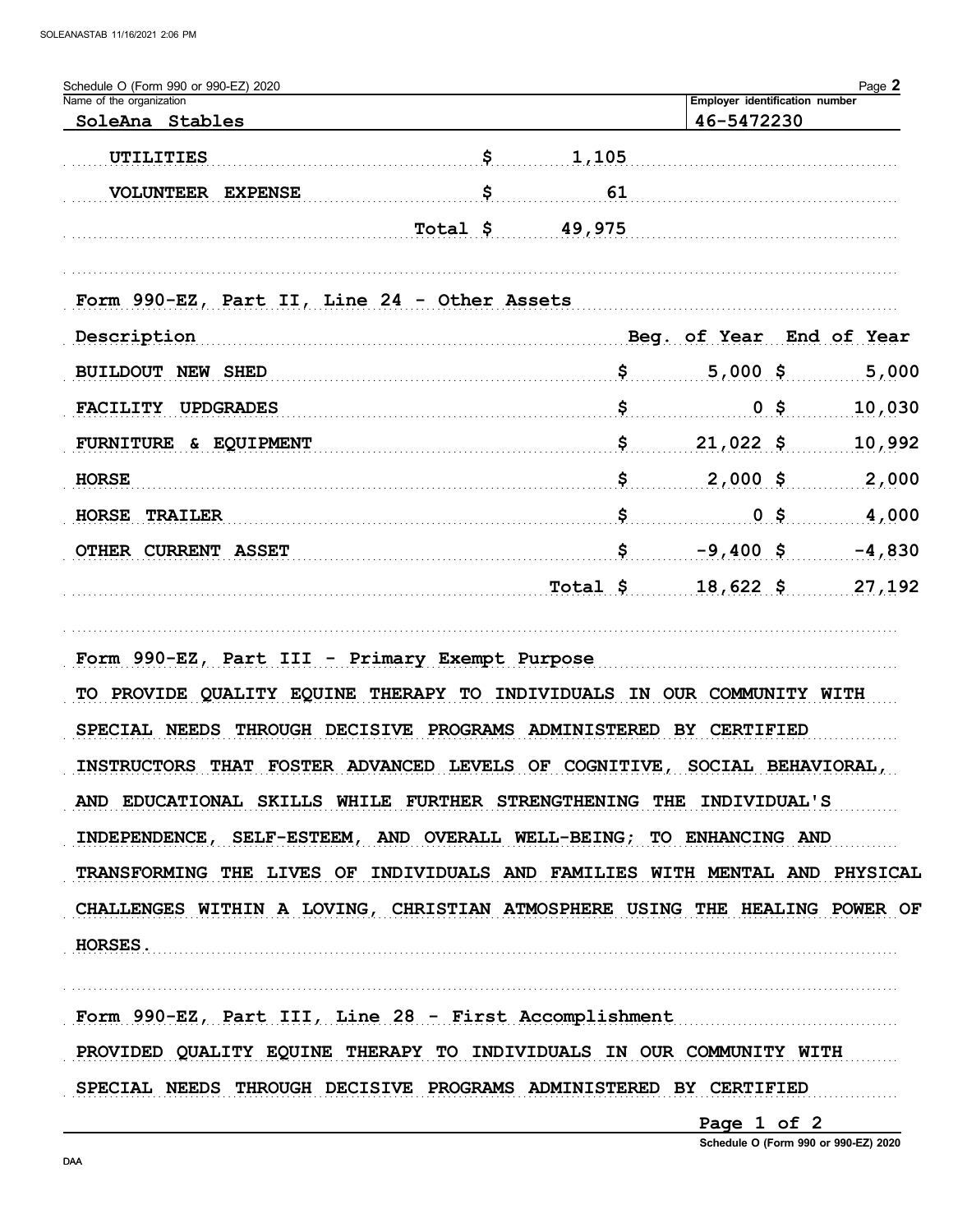Schedule O (Form 990 or 990-EZ) 2020

| Name of the organization | Employer identification number |
|---|---|
| SoleAna Stables | 46-5472230 |

| | |
|---|---|
| UTILITIES | $ 1,105 |
| VOLUNTEER EXPENSE | $ 61 |
| Total | $ 49,975 |

**Form 990-EZ, Part II, Line 24 - Other Assets**

| Description | Beg. of Year | End of Year |
|---|---|---|
| BUILDOUT NEW SHED | $ 5,000 | $ 5,000 |
| FACILITY UPDGRADES | $ 0 | $ 10,030 |
| FURNITURE & EQUIPMENT | $ 21,022 | $ 10,992 |
| HORSE | $ 2,000 | $ 2,000 |
| HORSE TRAILER | $ 0 | $ 4,000 |
| OTHER CURRENT ASSET | $ -9,400 | $ -4,830 |
| Total | $ 18,622 | $ 27,192 |

**Form 990-EZ, Part III - Primary Exempt Purpose**

TO PROVIDE QUALITY EQUINE THERAPY TO INDIVIDUALS IN OUR COMMUNITY WITH SPECIAL NEEDS THROUGH DECISIVE PROGRAMS ADMINISTERED BY CERTIFIED INSTRUCTORS THAT FOSTER ADVANCED LEVELS OF COGNITIVE, SOCIAL BEHAVIORAL, AND EDUCATIONAL SKILLS WHILE FURTHER STRENGTHENING THE INDIVIDUAL'S INDEPENDENCE, SELF-ESTEEM, AND OVERALL WELL-BEING; TO ENHANCING AND TRANSFORMING THE LIVES OF INDIVIDUALS AND FAMILIES WITH MENTAL AND PHYSICAL CHALLENGES WITHIN A LOVING, CHRISTIAN ATMOSPHERE USING THE HEALING POWER OF HORSES.

**Form 990-EZ, Part III, Line 28 - First Accomplishment**

PROVIDED QUALITY EQUINE THERAPY TO INDIVIDUALS IN OUR COMMUNITY WITH SPECIAL NEEDS THROUGH DECISIVE PROGRAMS ADMINISTERED BY CERTIFIED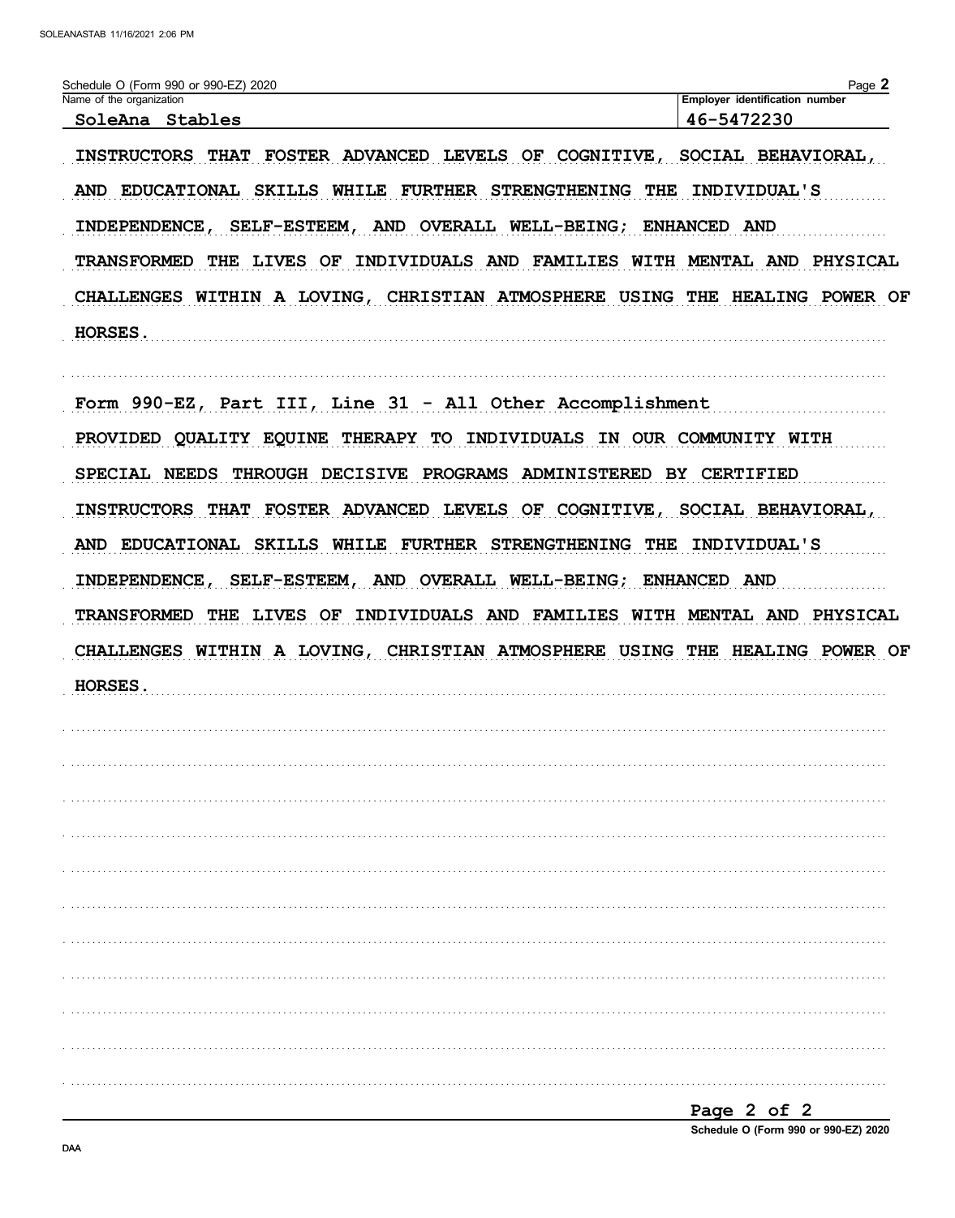Schedule O (Form 990 or 990-EZ) 2020

| Name of the organization | Employer identification number |
| --- | --- |
| SoleAna Stables | 46-5472230 |

INSTRUCTORS THAT FOSTER ADVANCED LEVELS OF COGNITIVE, SOCIAL BEHAVIORAL, AND EDUCATIONAL SKILLS WHILE FURTHER STRENGTHENING THE INDIVIDUAL'S INDEPENDENCE, SELF-ESTEEM, AND OVERALL WELL-BEING; ENHANCED AND TRANSFORMED THE LIVES OF INDIVIDUALS AND FAMILIES WITH MENTAL AND PHYSICAL CHALLENGES WITHIN A LOVING, CHRISTIAN ATMOSPHERE USING THE HEALING POWER OF HORSES.

Form 990-EZ, Part III, Line 31 - All Other Accomplishment

PROVIDED QUALITY EQUINE THERAPY TO INDIVIDUALS IN OUR COMMUNITY WITH SPECIAL NEEDS THROUGH DECISIVE PROGRAMS ADMINISTERED BY CERTIFIED INSTRUCTORS THAT FOSTER ADVANCED LEVELS OF COGNITIVE, SOCIAL BEHAVIORAL, AND EDUCATIONAL SKILLS WHILE FURTHER STRENGTHENING THE INDIVIDUAL'S INDEPENDENCE, SELF-ESTEEM, AND OVERALL WELL-BEING; ENHANCED AND TRANSFORMED THE LIVES OF INDIVIDUALS AND FAMILIES WITH MENTAL AND PHYSICAL CHALLENGES WITHIN A LOVING, CHRISTIAN ATMOSPHERE USING THE HEALING POWER OF HORSES.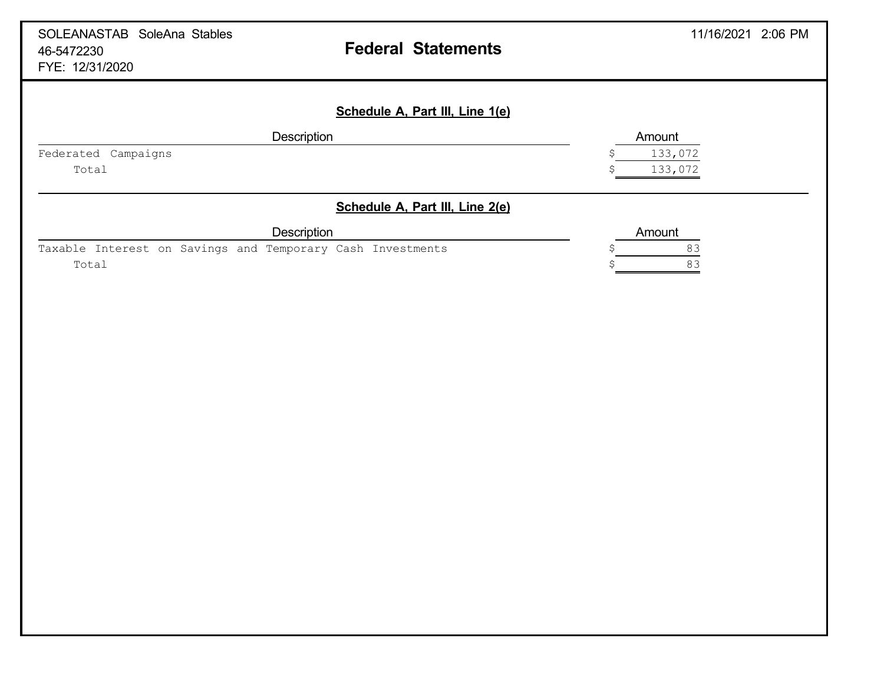SOLEANASTAB SoleAna Stables
46-5472230
FYE: 12/31/2020

# Federal Statements

11/16/2021 2:06 PM

## Schedule A, Part III, Line 1(e)

| Description | Amount |
|---|---|
| Federated Campaigns | $ 133,072 |
| Total | $ 133,072 |

## Schedule A, Part III, Line 2(e)

| Description | Amount |
|---|---|
| Taxable Interest on Savings and Temporary Cash Investments | $ 83 |
| Total | $ 83 |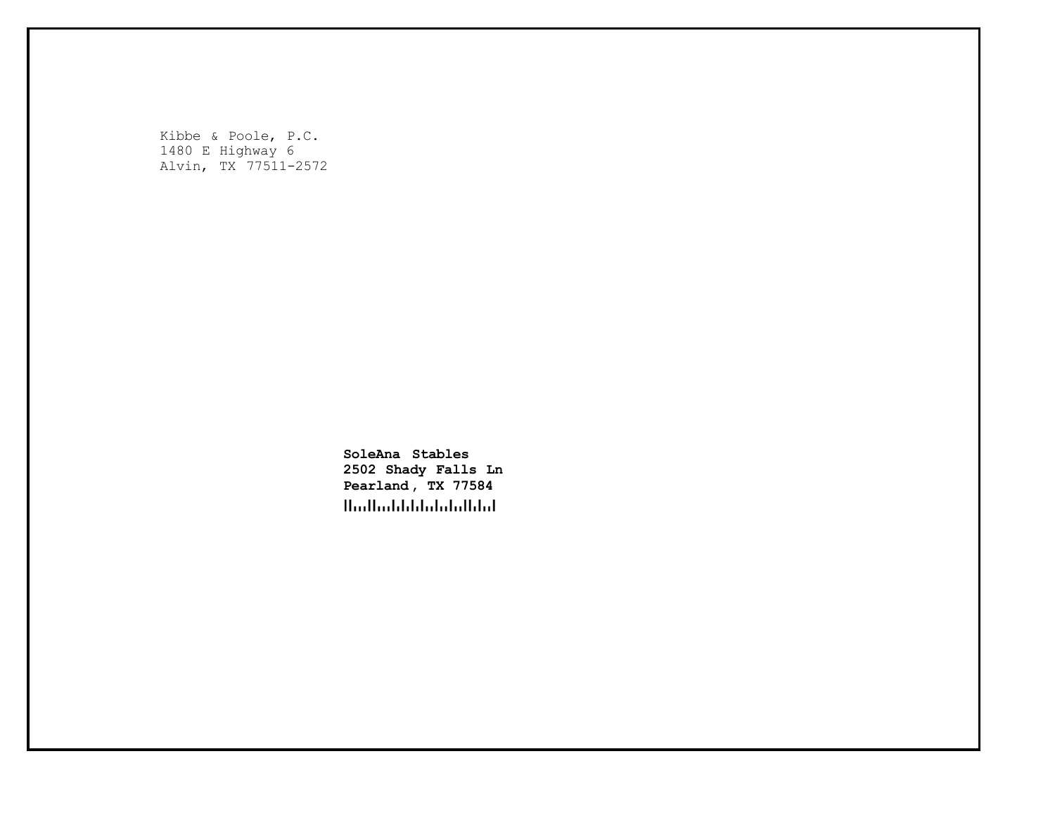Kibbe & Poole, P.C.
1480 E Highway 6
Alvin, TX 77511-2572

**SoleAna Stables**
**2502 Shady Falls Ln**
**Pearland, TX 77584**